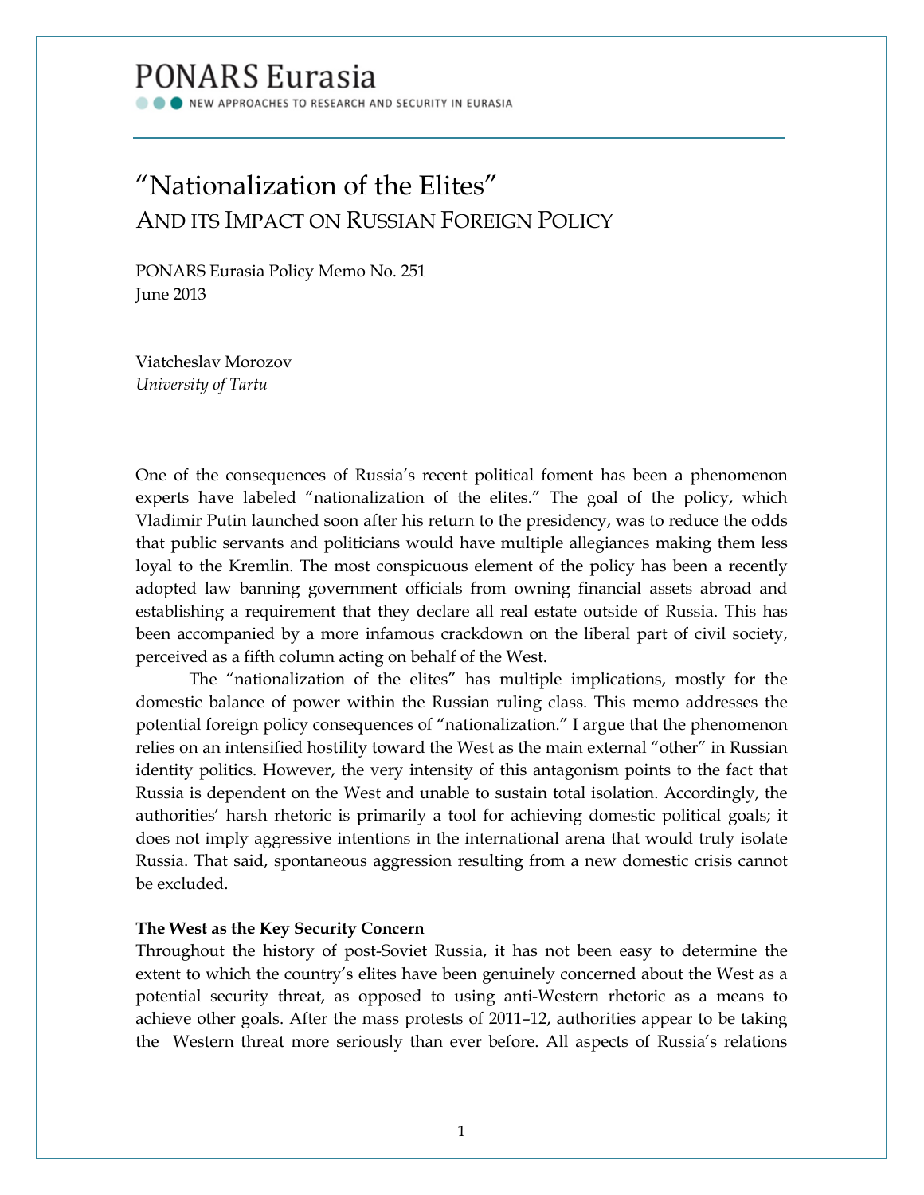PONARS Eurasia

NEW APPROACHES TO RESEARCH AND SECURITY IN EURASIA

# "Nationalization of the Elites"

## And its Impact on Russian Foreign Policy

PONARS Eurasia Policy Memo No. 251
June 2013

Viatcheslav Morozov
*University of Tartu*

One of the consequences of Russia's recent political foment has been a phenomenon experts have labeled "nationalization of the elites." The goal of the policy, which Vladimir Putin launched soon after his return to the presidency, was to reduce the odds that public servants and politicians would have multiple allegiances making them less loyal to the Kremlin. The most conspicuous element of the policy has been a recently adopted law banning government officials from owning financial assets abroad and establishing a requirement that they declare all real estate outside of Russia. This has been accompanied by a more infamous crackdown on the liberal part of civil society, perceived as a fifth column acting on behalf of the West.

The "nationalization of the elites" has multiple implications, mostly for the domestic balance of power within the Russian ruling class. This memo addresses the potential foreign policy consequences of "nationalization." I argue that the phenomenon relies on an intensified hostility toward the West as the main external "other" in Russian identity politics. However, the very intensity of this antagonism points to the fact that Russia is dependent on the West and unable to sustain total isolation. Accordingly, the authorities' harsh rhetoric is primarily a tool for achieving domestic political goals; it does not imply aggressive intentions in the international arena that would truly isolate Russia. That said, spontaneous aggression resulting from a new domestic crisis cannot be excluded.

**The West as the Key Security Concern**

Throughout the history of post-Soviet Russia, it has not been easy to determine the extent to which the country's elites have been genuinely concerned about the West as a potential security threat, as opposed to using anti-Western rhetoric as a means to achieve other goals. After the mass protests of 2011–12, authorities appear to be taking the Western threat more seriously than ever before. All aspects of Russia's relations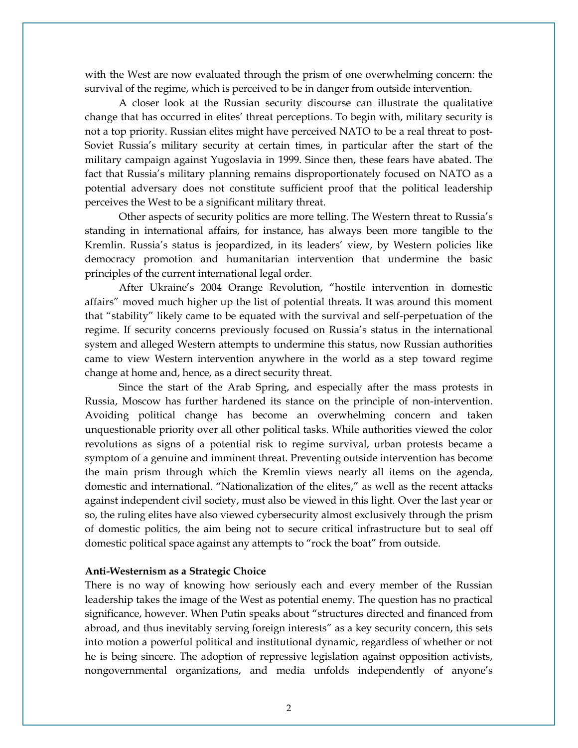with the West are now evaluated through the prism of one overwhelming concern: the survival of the regime, which is perceived to be in danger from outside intervention.

A closer look at the Russian security discourse can illustrate the qualitative change that has occurred in elites' threat perceptions. To begin with, military security is not a top priority. Russian elites might have perceived NATO to be a real threat to post-Soviet Russia's military security at certain times, in particular after the start of the military campaign against Yugoslavia in 1999. Since then, these fears have abated. The fact that Russia's military planning remains disproportionately focused on NATO as a potential adversary does not constitute sufficient proof that the political leadership perceives the West to be a significant military threat.

Other aspects of security politics are more telling. The Western threat to Russia's standing in international affairs, for instance, has always been more tangible to the Kremlin. Russia's status is jeopardized, in its leaders' view, by Western policies like democracy promotion and humanitarian intervention that undermine the basic principles of the current international legal order.

After Ukraine's 2004 Orange Revolution, "hostile intervention in domestic affairs" moved much higher up the list of potential threats. It was around this moment that "stability" likely came to be equated with the survival and self-perpetuation of the regime. If security concerns previously focused on Russia's status in the international system and alleged Western attempts to undermine this status, now Russian authorities came to view Western intervention anywhere in the world as a step toward regime change at home and, hence, as a direct security threat.

Since the start of the Arab Spring, and especially after the mass protests in Russia, Moscow has further hardened its stance on the principle of non-intervention. Avoiding political change has become an overwhelming concern and taken unquestionable priority over all other political tasks. While authorities viewed the color revolutions as signs of a potential risk to regime survival, urban protests became a symptom of a genuine and imminent threat. Preventing outside intervention has become the main prism through which the Kremlin views nearly all items on the agenda, domestic and international. "Nationalization of the elites," as well as the recent attacks against independent civil society, must also be viewed in this light. Over the last year or so, the ruling elites have also viewed cybersecurity almost exclusively through the prism of domestic politics, the aim being not to secure critical infrastructure but to seal off domestic political space against any attempts to "rock the boat" from outside.

**Anti-Westernism as a Strategic Choice**

There is no way of knowing how seriously each and every member of the Russian leadership takes the image of the West as potential enemy. The question has no practical significance, however. When Putin speaks about "structures directed and financed from abroad, and thus inevitably serving foreign interests" as a key security concern, this sets into motion a powerful political and institutional dynamic, regardless of whether or not he is being sincere. The adoption of repressive legislation against opposition activists, nongovernmental organizations, and media unfolds independently of anyone's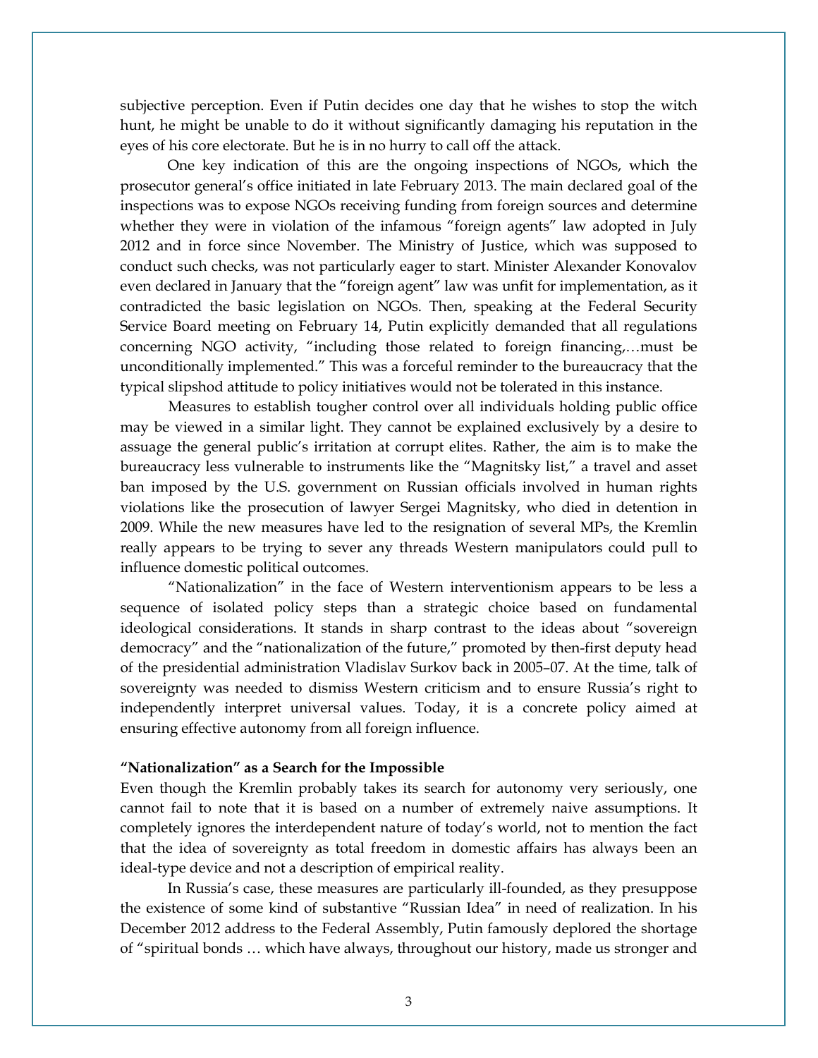subjective perception. Even if Putin decides one day that he wishes to stop the witch hunt, he might be unable to do it without significantly damaging his reputation in the eyes of his core electorate. But he is in no hurry to call off the attack.

One key indication of this are the ongoing inspections of NGOs, which the prosecutor general's office initiated in late February 2013. The main declared goal of the inspections was to expose NGOs receiving funding from foreign sources and determine whether they were in violation of the infamous "foreign agents" law adopted in July 2012 and in force since November. The Ministry of Justice, which was supposed to conduct such checks, was not particularly eager to start. Minister Alexander Konovalov even declared in January that the "foreign agent" law was unfit for implementation, as it contradicted the basic legislation on NGOs. Then, speaking at the Federal Security Service Board meeting on February 14, Putin explicitly demanded that all regulations concerning NGO activity, "including those related to foreign financing,…must be unconditionally implemented." This was a forceful reminder to the bureaucracy that the typical slipshod attitude to policy initiatives would not be tolerated in this instance.

Measures to establish tougher control over all individuals holding public office may be viewed in a similar light. They cannot be explained exclusively by a desire to assuage the general public's irritation at corrupt elites. Rather, the aim is to make the bureaucracy less vulnerable to instruments like the "Magnitsky list," a travel and asset ban imposed by the U.S. government on Russian officials involved in human rights violations like the prosecution of lawyer Sergei Magnitsky, who died in detention in 2009. While the new measures have led to the resignation of several MPs, the Kremlin really appears to be trying to sever any threads Western manipulators could pull to influence domestic political outcomes.

"Nationalization" in the face of Western interventionism appears to be less a sequence of isolated policy steps than a strategic choice based on fundamental ideological considerations. It stands in sharp contrast to the ideas about "sovereign democracy" and the "nationalization of the future," promoted by then-first deputy head of the presidential administration Vladislav Surkov back in 2005–07. At the time, talk of sovereignty was needed to dismiss Western criticism and to ensure Russia's right to independently interpret universal values. Today, it is a concrete policy aimed at ensuring effective autonomy from all foreign influence.

**"Nationalization" as a Search for the Impossible**

Even though the Kremlin probably takes its search for autonomy very seriously, one cannot fail to note that it is based on a number of extremely naive assumptions. It completely ignores the interdependent nature of today's world, not to mention the fact that the idea of sovereignty as total freedom in domestic affairs has always been an ideal-type device and not a description of empirical reality.

In Russia's case, these measures are particularly ill-founded, as they presuppose the existence of some kind of substantive "Russian Idea" in need of realization. In his December 2012 address to the Federal Assembly, Putin famously deplored the shortage of "spiritual bonds … which have always, throughout our history, made us stronger and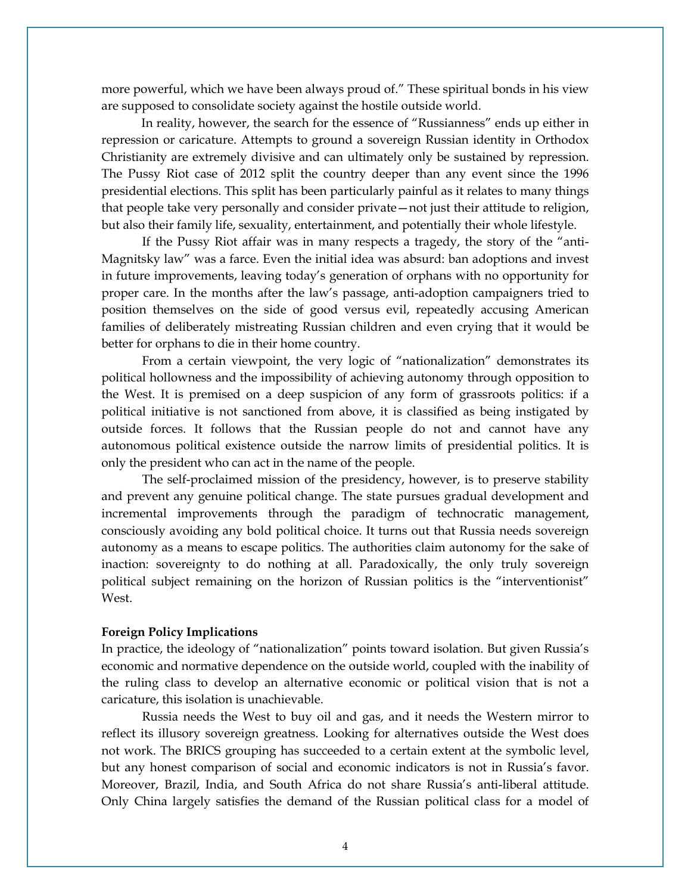more powerful, which we have been always proud of." These spiritual bonds in his view are supposed to consolidate society against the hostile outside world.

In reality, however, the search for the essence of "Russianness" ends up either in repression or caricature. Attempts to ground a sovereign Russian identity in Orthodox Christianity are extremely divisive and can ultimately only be sustained by repression. The Pussy Riot case of 2012 split the country deeper than any event since the 1996 presidential elections. This split has been particularly painful as it relates to many things that people take very personally and consider private—not just their attitude to religion, but also their family life, sexuality, entertainment, and potentially their whole lifestyle.

If the Pussy Riot affair was in many respects a tragedy, the story of the "anti-Magnitsky law" was a farce. Even the initial idea was absurd: ban adoptions and invest in future improvements, leaving today's generation of orphans with no opportunity for proper care. In the months after the law's passage, anti-adoption campaigners tried to position themselves on the side of good versus evil, repeatedly accusing American families of deliberately mistreating Russian children and even crying that it would be better for orphans to die in their home country.

From a certain viewpoint, the very logic of "nationalization" demonstrates its political hollowness and the impossibility of achieving autonomy through opposition to the West. It is premised on a deep suspicion of any form of grassroots politics: if a political initiative is not sanctioned from above, it is classified as being instigated by outside forces. It follows that the Russian people do not and cannot have any autonomous political existence outside the narrow limits of presidential politics. It is only the president who can act in the name of the people.

The self-proclaimed mission of the presidency, however, is to preserve stability and prevent any genuine political change. The state pursues gradual development and incremental improvements through the paradigm of technocratic management, consciously avoiding any bold political choice. It turns out that Russia needs sovereign autonomy as a means to escape politics. The authorities claim autonomy for the sake of inaction: sovereignty to do nothing at all. Paradoxically, the only truly sovereign political subject remaining on the horizon of Russian politics is the "interventionist" West.

**Foreign Policy Implications**

In practice, the ideology of "nationalization" points toward isolation. But given Russia's economic and normative dependence on the outside world, coupled with the inability of the ruling class to develop an alternative economic or political vision that is not a caricature, this isolation is unachievable.

Russia needs the West to buy oil and gas, and it needs the Western mirror to reflect its illusory sovereign greatness. Looking for alternatives outside the West does not work. The BRICS grouping has succeeded to a certain extent at the symbolic level, but any honest comparison of social and economic indicators is not in Russia's favor. Moreover, Brazil, India, and South Africa do not share Russia's anti-liberal attitude. Only China largely satisfies the demand of the Russian political class for a model of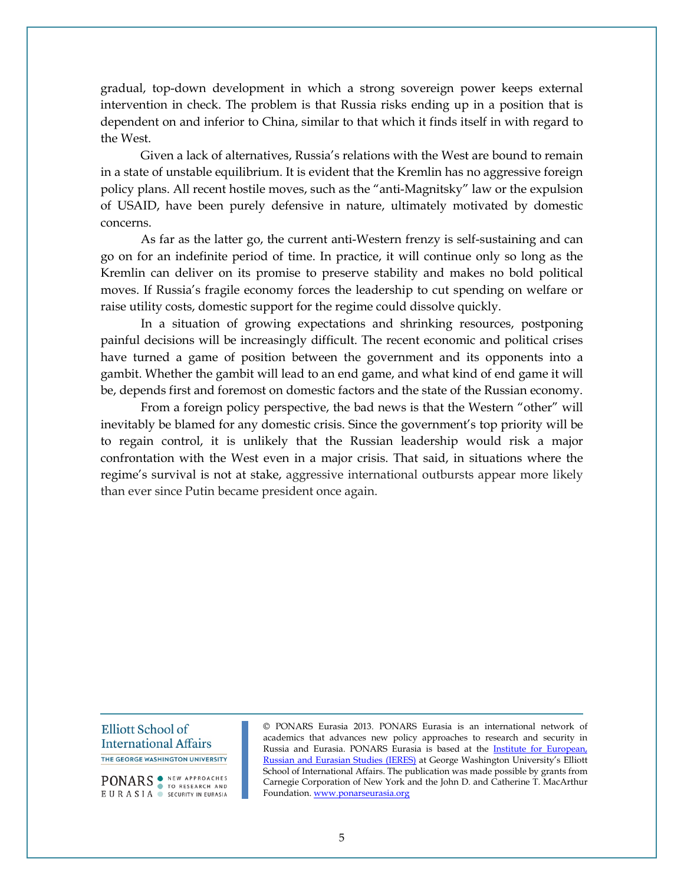gradual, top-down development in which a strong sovereign power keeps external intervention in check. The problem is that Russia risks ending up in a position that is dependent on and inferior to China, similar to that which it finds itself in with regard to the West.

Given a lack of alternatives, Russia's relations with the West are bound to remain in a state of unstable equilibrium. It is evident that the Kremlin has no aggressive foreign policy plans. All recent hostile moves, such as the "anti-Magnitsky" law or the expulsion of USAID, have been purely defensive in nature, ultimately motivated by domestic concerns.

As far as the latter go, the current anti-Western frenzy is self-sustaining and can go on for an indefinite period of time. In practice, it will continue only so long as the Kremlin can deliver on its promise to preserve stability and makes no bold political moves. If Russia's fragile economy forces the leadership to cut spending on welfare or raise utility costs, domestic support for the regime could dissolve quickly.

In a situation of growing expectations and shrinking resources, postponing painful decisions will be increasingly difficult. The recent economic and political crises have turned a game of position between the government and its opponents into a gambit. Whether the gambit will lead to an end game, and what kind of end game it will be, depends first and foremost on domestic factors and the state of the Russian economy.

From a foreign policy perspective, the bad news is that the Western "other" will inevitably be blamed for any domestic crisis. Since the government's top priority will be to regain control, it is unlikely that the Russian leadership would risk a major confrontation with the West even in a major crisis. That said, in situations where the regime's survival is not at stake, aggressive international outbursts appear more likely than ever since Putin became president once again.

Elliott School of International Affairs
THE GEORGE WASHINGTON UNIVERSITY

PONARS EURASIA — NEW APPROACHES TO RESEARCH AND SECURITY IN EURASIA

© PONARS Eurasia 2013. PONARS Eurasia is an international network of academics that advances new policy approaches to research and security in Russia and Eurasia. PONARS Eurasia is based at the Institute for European, Russian and Eurasian Studies (IERES) at George Washington University's Elliott School of International Affairs. The publication was made possible by grants from Carnegie Corporation of New York and the John D. and Catherine T. MacArthur Foundation. www.ponarseurasia.org